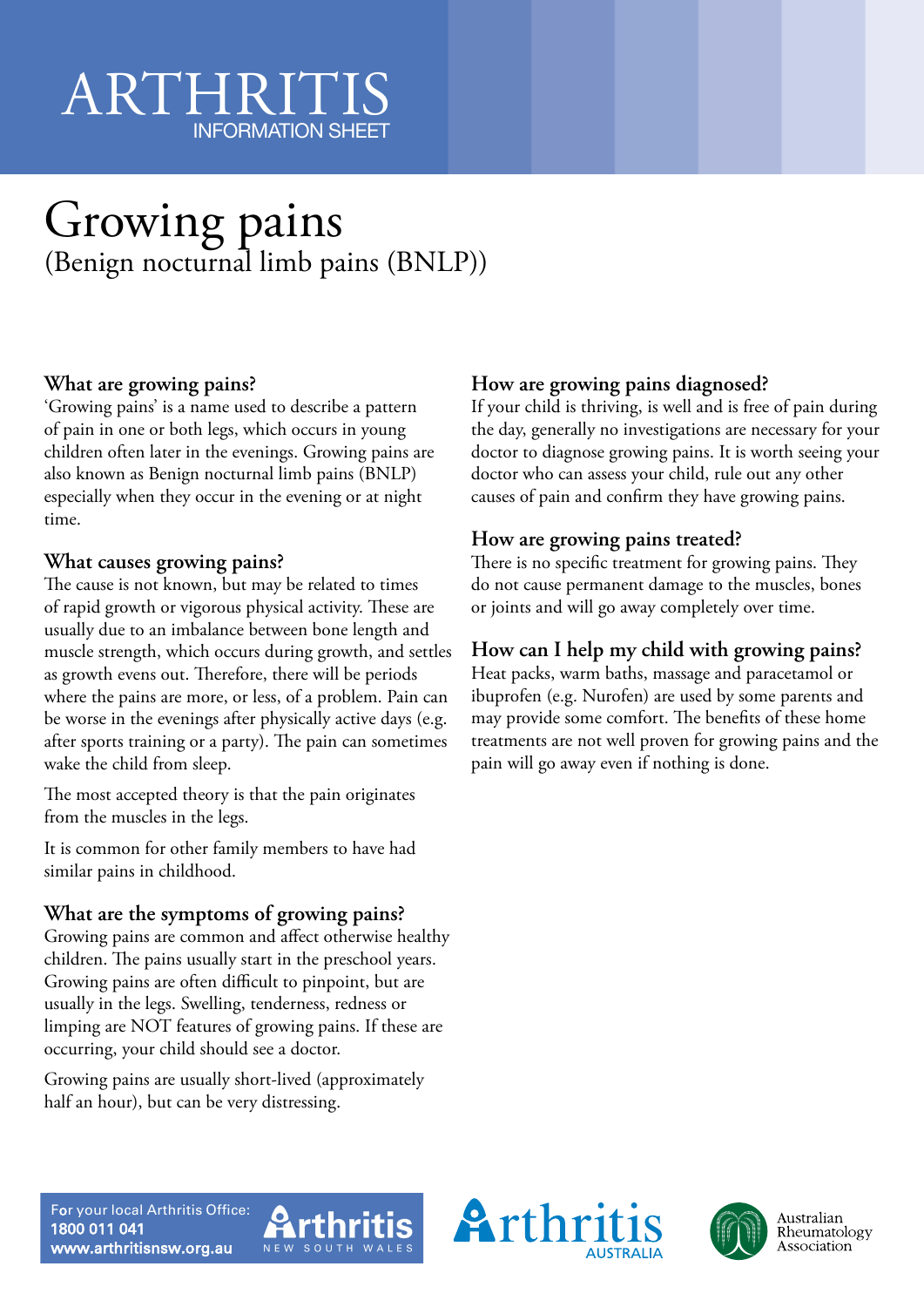# ARTHRITIS
INFORMATION SHEET

# Growing pains
## (Benign nocturnal limb pains (BNLP))

### What are growing pains?

'Growing pains' is a name used to describe a pattern of pain in one or both legs, which occurs in young children often later in the evenings. Growing pains are also known as Benign nocturnal limb pains (BNLP) especially when they occur in the evening or at night time.

### What causes growing pains?

The cause is not known, but may be related to times of rapid growth or vigorous physical activity. These are usually due to an imbalance between bone length and muscle strength, which occurs during growth, and settles as growth evens out. Therefore, there will be periods where the pains are more, or less, of a problem. Pain can be worse in the evenings after physically active days (e.g. after sports training or a party). The pain can sometimes wake the child from sleep.

The most accepted theory is that the pain originates from the muscles in the legs.

It is common for other family members to have had similar pains in childhood.

### What are the symptoms of growing pains?

Growing pains are common and affect otherwise healthy children. The pains usually start in the preschool years. Growing pains are often difficult to pinpoint, but are usually in the legs. Swelling, tenderness, redness or limping are NOT features of growing pains. If these are occurring, your child should see a doctor.

Growing pains are usually short-lived (approximately half an hour), but can be very distressing.

### How are growing pains diagnosed?

If your child is thriving, is well and is free of pain during the day, generally no investigations are necessary for your doctor to diagnose growing pains. It is worth seeing your doctor who can assess your child, rule out any other causes of pain and confirm they have growing pains.

### How are growing pains treated?

There is no specific treatment for growing pains. They do not cause permanent damage to the muscles, bones or joints and will go away completely over time.

### How can I help my child with growing pains?

Heat packs, warm baths, massage and paracetamol or ibuprofen (e.g. Nurofen) are used by some parents and may provide some comfort. The benefits of these home treatments are not well proven for growing pains and the pain will go away even if nothing is done.

For your local Arthritis Office:
**1800 011 041**
**www.arthritisnsw.org.au**

Arthritis New South Wales | Arthritis Australia | Australian Rheumatology Association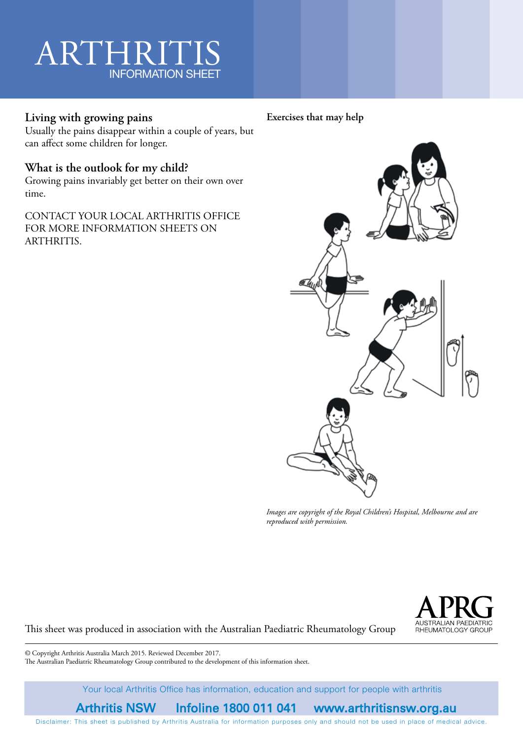# ARTHRITIS
INFORMATION SHEET

## Living with growing pains

Usually the pains disappear within a couple of years, but can affect some children for longer.

## What is the outlook for my child?

Growing pains invariably get better on their own over time.

CONTACT YOUR LOCAL ARTHRITIS OFFICE FOR MORE INFORMATION SHEETS ON ARTHRITIS.

**Exercises that may help**

*Images are copyright of the Royal Children's Hospital, Melbourne and are reproduced with permission.*

This sheet was produced in association with the Australian Paediatric Rheumatology Group

APRG AUSTRALIAN PAEDIATRIC RHEUMATOLOGY GROUP

© Copyright Arthritis Australia March 2015. Reviewed December 2017.
The Australian Paediatric Rheumatology Group contributed to the development of this information sheet.

Your local Arthritis Office has information, education and support for people with arthritis

**Arthritis NSW    Infoline 1800 011 041    www.arthritisnsw.org.au**

Disclaimer: This sheet is published by Arthritis Australia for information purposes only and should not be used in place of medical advice.